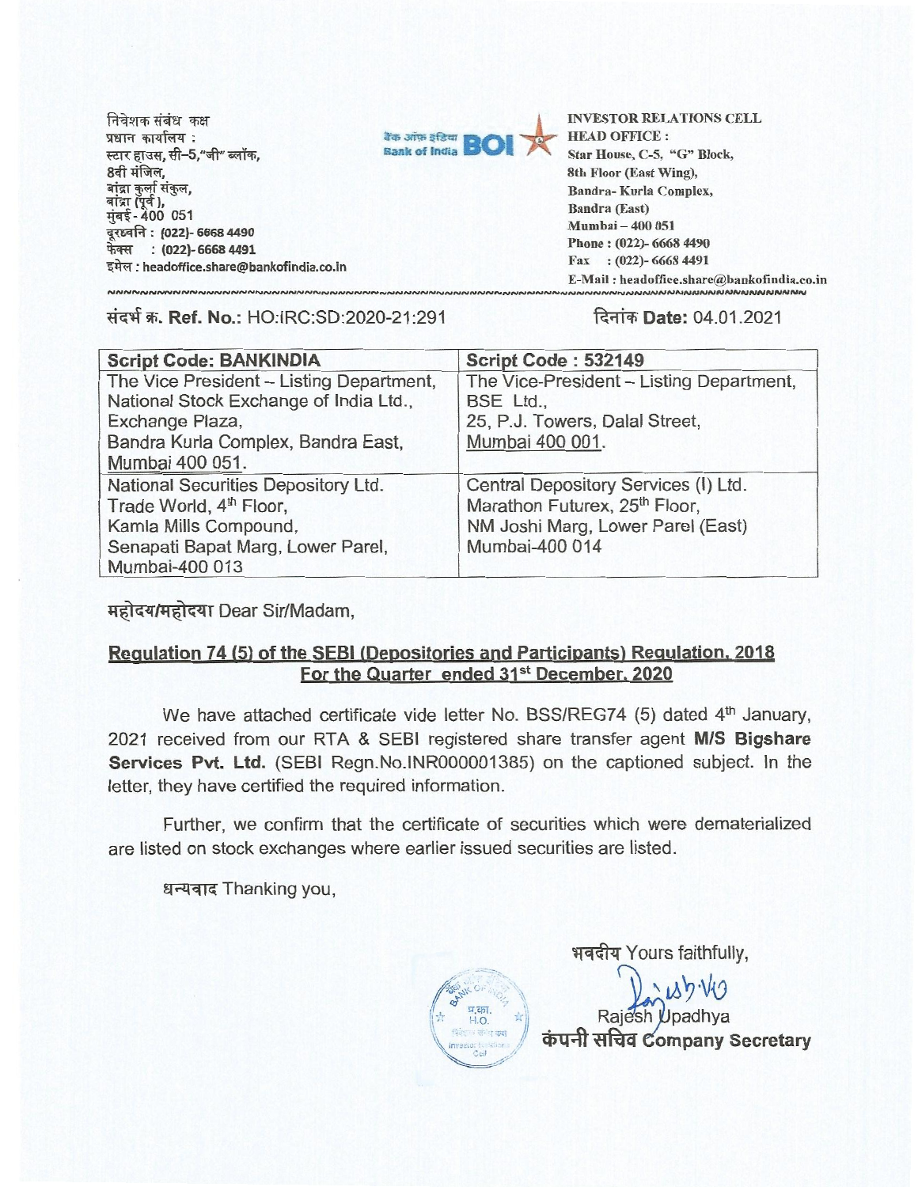निवेशक संबंध कक्ष
प्रधान कार्यालय :
स्टार हाउस, सी-5,"जी" ब्लॉक,
8वी मंजिल,
बांद्रा कुर्ला संकुल,
बांद्रा (पूर्व ),
मुंबई - 400 051
दूरध्वनि : (022)- 6668 4490
फेक्स : (022)- 6668 4491
इमेल : headoffice.share@bankofindia.co.in

बैंक ऑफ इंडिया Bank of India BOI

INVESTOR RELATIONS CELL
HEAD OFFICE :
Star House, C-5, "G" Block,
8th Floor (East Wing),
Bandra- Kurla Complex,
Bandra (East)
Mumbai – 400 051
Phone : (022)- 6668 4490
Fax : (022)- 6668 4491
E-Mail : headoffice.share@bankofindia.co.in

संदर्भ क्र. Ref. No.: HO:IRC:SD:2020-21:291

दिनांक Date: 04.01.2021

| **Script Code: BANKINDIA** | **Script Code : 532149** |
|---|---|
| The Vice President – Listing Department, National Stock Exchange of India Ltd., Exchange Plaza, Bandra Kurla Complex, Bandra East, Mumbai 400 051. | The Vice-President – Listing Department, BSE Ltd., 25, P.J. Towers, Dalal Street, Mumbai 400 001. |
| National Securities Depository Ltd. Trade World, 4th Floor, Kamla Mills Compound, Senapati Bapat Marg, Lower Parel, Mumbai-400 013 | Central Depository Services (I) Ltd. Marathon Futurex, 25th Floor, NM Joshi Marg, Lower Parel (East) Mumbai-400 014 |

महोदय/महोदया Dear Sir/Madam,

**Regulation 74 (5) of the SEBI (Depositories and Participants) Regulation, 2018**
**For the Quarter ended 31st December, 2020**

We have attached certificate vide letter No. BSS/REG74 (5) dated 4th January, 2021 received from our RTA & SEBI registered share transfer agent **M/S Bigshare Services Pvt. Ltd.** (SEBI Regn.No.INR000001385) on the captioned subject. In the letter, they have certified the required information.

Further, we confirm that the certificate of securities which were dematerialized are listed on stock exchanges where earlier issued securities are listed.

धन्यवाद Thanking you,

भवदीय Yours faithfully,

Rajesh Upadhya
**कंपनी सचिव Company Secretary**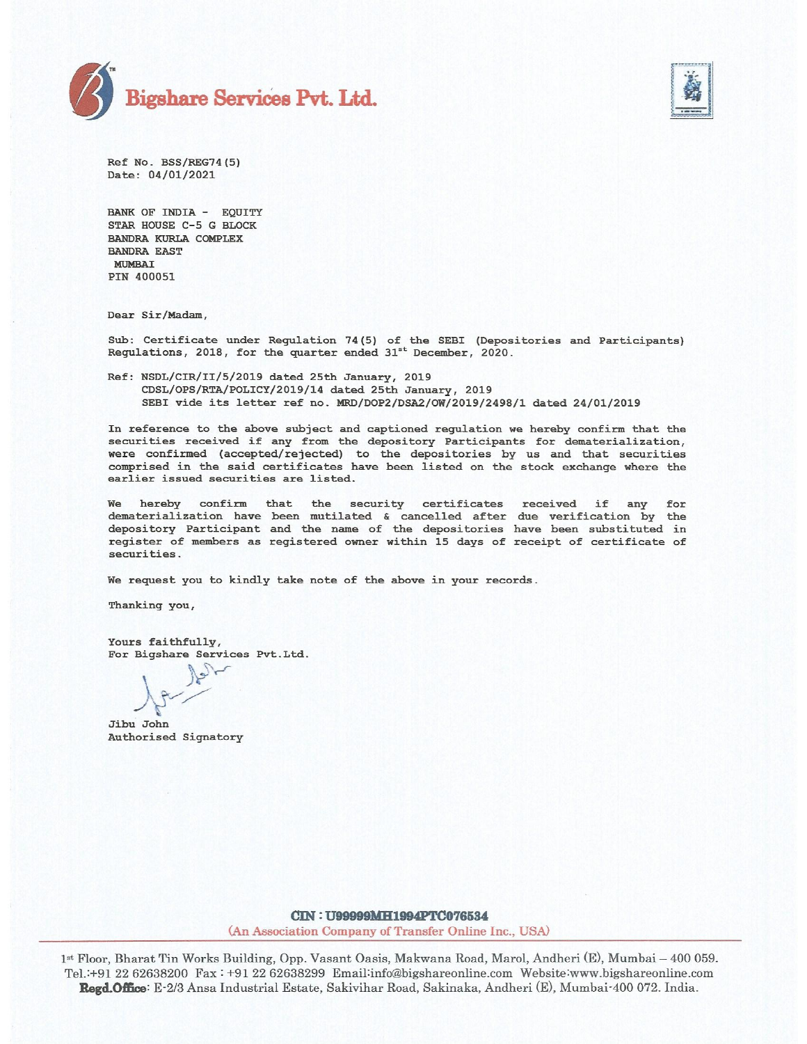# Bigshare Services Pvt. Ltd.

Ref No. BSS/REG74(5)
Date: 04/01/2021

BANK OF INDIA - EQUITY
STAR HOUSE C-5 G BLOCK
BANDRA KURLA COMPLEX
BANDRA EAST
MUMBAI
PIN 400051

Dear Sir/Madam,

Sub: Certificate under Regulation 74(5) of the SEBI (Depositories and Participants) Regulations, 2018, for the quarter ended 31st December, 2020.

Ref: NSDL/CIR/II/5/2019 dated 25th January, 2019
CDSL/OPS/RTA/POLICY/2019/14 dated 25th January, 2019
SEBI vide its letter ref no. MRD/DOP2/DSA2/OW/2019/2498/1 dated 24/01/2019

In reference to the above subject and captioned regulation we hereby confirm that the securities received if any from the depository Participants for dematerialization, were confirmed (accepted/rejected) to the depositories by us and that securities comprised in the said certificates have been listed on the stock exchange where the earlier issued securities are listed.

We hereby confirm that the security certificates received if any for dematerialization have been mutilated & cancelled after due verification by the depository Participant and the name of the depositories have been substituted in register of members as registered owner within 15 days of receipt of certificate of securities.

We request you to kindly take note of the above in your records.

Thanking you,

Yours faithfully,
For Bigshare Services Pvt.Ltd.

Jibu John
Authorised Signatory

CIN : U99999MH1994PTC076534
(An Association Company of Transfer Online Inc., USA)

1st Floor, Bharat Tin Works Building, Opp. Vasant Oasis, Makwana Road, Marol, Andheri (E), Mumbai – 400 059.
Tel.:+91 22 62638200 Fax : +91 22 62638299 Email:info@bigshareonline.com Website:www.bigshareonline.com
**Regd.Office**: E-2/3 Ansa Industrial Estate, Sakivihar Road, Sakinaka, Andheri (E), Mumbai-400 072. India.